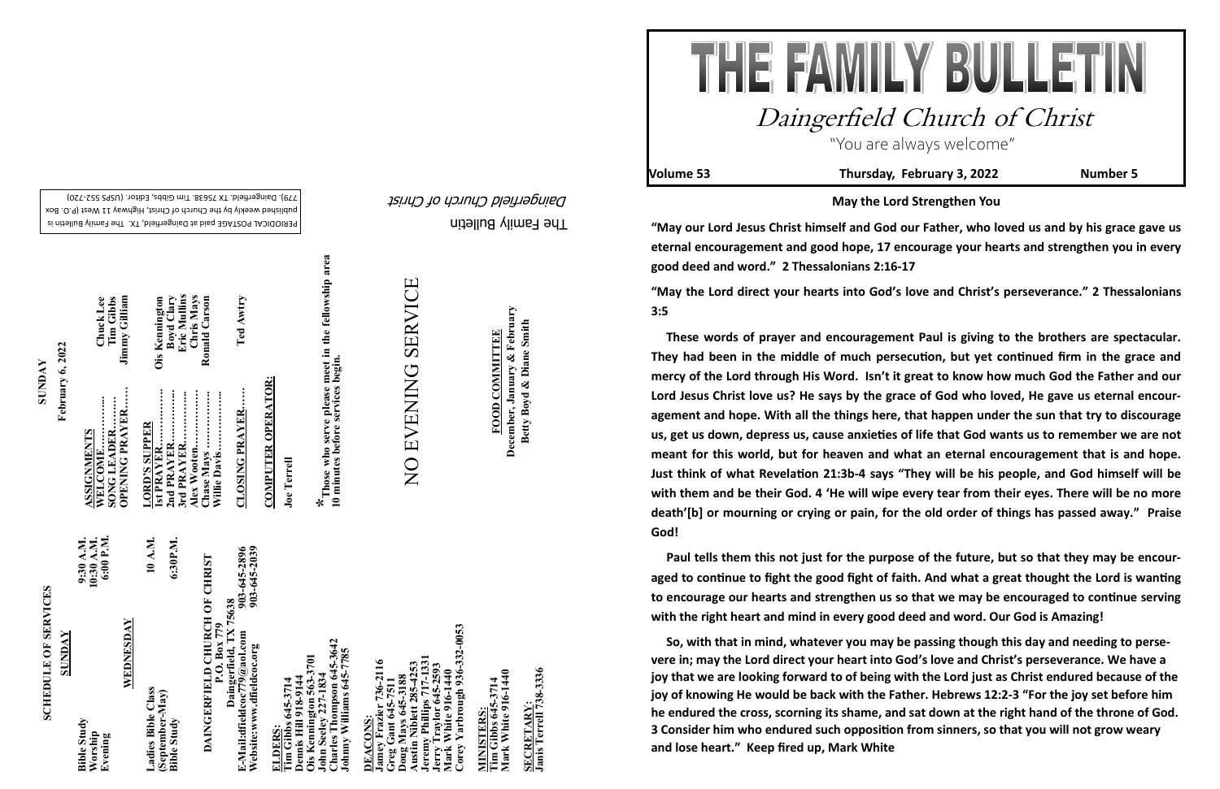# THE FAMILY BULLETIN

## Daingerfield Church of Christ

"You are always welcome"

**Volume 53** **Thursday, February 3, 2022** **Number 5**

### May the Lord Strengthen You

**"May our Lord Jesus Christ himself and God our Father, who loved us and by his grace gave us eternal encouragement and good hope, 17 encourage your hearts and strengthen you in every good deed and word." 2 Thessalonians 2:16-17**

**"May the Lord direct your hearts into God's love and Christ's perseverance." 2 Thessalonians 3:5**

**These words of prayer and encouragement Paul is giving to the brothers are spectacular. They had been in the middle of much persecution, but yet continued firm in the grace and mercy of the Lord through His Word. Isn't it great to know how much God the Father and our Lord Jesus Christ love us? He says by the grace of God who loved, He gave us eternal encouragement and hope. With all the things here, that happen under the sun that try to discourage us, get us down, depress us, cause anxieties of life that God wants us to remember we are not meant for this world, but for heaven and what an eternal encouragement that is and hope. Just think of what Revelation 21:3b-4 says "They will be his people, and God himself will be with them and be their God. 4 'He will wipe every tear from their eyes. There will be no more death'[b] or mourning or crying or pain, for the old order of things has passed away." Praise God!**

**Paul tells them this not just for the purpose of the future, but so that they may be encouraged to continue to fight the good fight of faith. And what a great thought the Lord is wanting to encourage our hearts and strengthen us so that we may be encouraged to continue serving with the right heart and mind in every good deed and word. Our God is Amazing!**

**So, with that in mind, whatever you may be passing though this day and needing to persevere in; may the Lord direct your heart into God's love and Christ's perseverance. We have a joy that we are looking forward to of being with the Lord just as Christ endured because of the joy of knowing He would be back with the Father. Hebrews 12:2-3 "For the joy set before him he endured the cross, scorning its shame, and sat down at the right hand of the throne of God. 3 Consider him who endured such opposition from sinners, so that you will not grow weary and lose heart." Keep fired up, Mark White**

---

PERIODICAL POSTAGE paid at Daingerfield, TX. The Family Bulletin is published weekly by the Church of Christ, Highway 11 West (P.O. Box 779). Daingerfield, TX 75638. Tim Gibbs, Editor. (USPS 552-720)

The Family Bulletin

*Daingerfield Church of Christ*

---

## SCHEDULE OF SERVICES

**SUNDAY**

| | |
|---|---|
| **Bible Study** | **9:30 A.M.** |
| **Worship** | **10:30 A.M.** |
| **Evening** | **6:00 P.M.** |

**WEDNESDAY**

| | |
|---|---|
| **Ladies Bible Class (September-May)** | **10 A.M.** |
| **Bible Study** | **6:30P.M.** |

**DAINGERFIELD CHURCH OF CHRIST**
**P.O. Box 779**
**Daingerfield, TX 75638**
**E-Mail:dfieldcoc779@aol.com 903-645-2896**
**Website:www.dfieldcoc.org 903-645-2039**

**ELDERS:**
**Tim Gibbs 645-3714**
**Dennis Hill 918-9144**
**Ois Kennington 563-3701**
**John Seeley 227-1834**
**Charles Thompson 645-3642**
**Johnny Williams 645-7785**

**DEACONS:**
**Jamey Frazier 736-2116**
**Greg Gant 645-7511**
**Doug Mays 645-3188**
**Austin Niblett 285-4253**
**Jeremy Phillips 717-1331**
**Jerry Traylor 645-2593**
**Mark White 916-1440**
**Corey Yarbrough 936-332-0053**

**MINISTERS:**
**Tim Gibbs 645-3714**
**Mark White 916-1440**

**SECRETARY:**
**Janis Terrell 738-3336**

## SUNDAY

**February 6, 2022**

**ASSIGNMENTS**

| | |
|---|---|
| **WELCOME…………** | **Chuck Lee** |
| **SONG LEADER………** | **Tim Gibbs** |
| **OPENING PRAYER……** | **Jimmy Gilliam** |

**LORD'S SUPPER**

| | |
|---|---|
| **1st PRAYER…………** | **Ois Kennington** |
| **2nd PRAYER…………** | **Boyd Clary** |
| **3rd PRAYER…………** | **Eric Mullins** |
| **Alex Wooten…………** | **Chris Mays** |
| **Chase Mays …………** | **Ronald Carson** |
| **Willie Davis……………** | |

| | |
|---|---|
| **CLOSING PRAYER……** | **Ted Awtry** |

**COMPUTER OPERATOR:**

**Joe Terrell**

**\* Those who serve please meet in the fellowship area 10 minutes before services begin.**

NO EVENING SERVICE

**FOOD COMMITTEE**
**December, January & February**
**Betty Boyd & Diane Smith**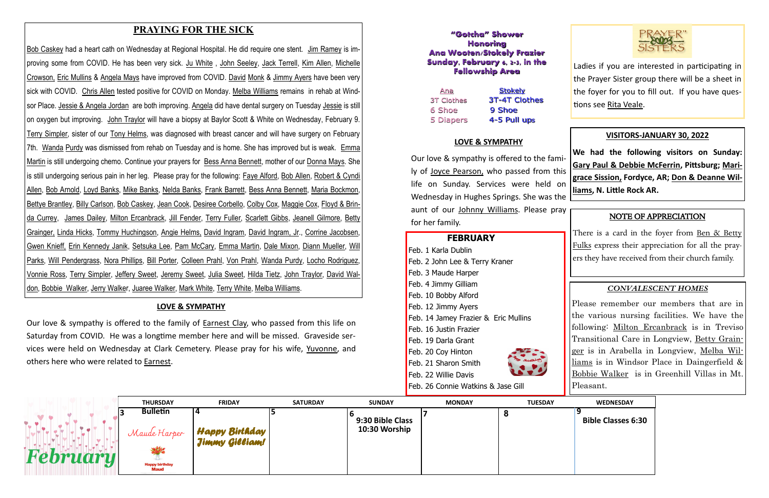## PRAYING FOR THE SICK

Bob Caskey had a heart cath on Wednesday at Regional Hospital. He did require one stent. Jim Ramey is improving some from COVID. He has been very sick. Ju White , John Seeley, Jack Terrell, Kim Allen, Michelle Crowson, Eric Mullins & Angela Mays have improved from COVID. David Monk & Jimmy Ayers have been very sick with COVID. Chris Allen tested positive for COVID on Monday. Melba Williams remains in rehab at Windsor Place. Jessie & Angela Jordan are both improving. Angela did have dental surgery on Tuesday Jessie is still on oxygen but improving. John Traylor will have a biopsy at Baylor Scott & White on Wednesday, February 9. Terry Simpler, sister of our Tony Helms, was diagnosed with breast cancer and will have surgery on February 7th. Wanda Purdy was dismissed from rehab on Tuesday and is home. She has improved but is weak. Emma Martin is still undergoing chemo. Continue your prayers for Bess Anna Bennett, mother of our Donna Mays. She is still undergoing serious pain in her leg. Please pray for the following: Faye Alford, Bob Allen, Robert & Cyndi Allen, Bob Arnold, Loyd Banks, Mike Banks, Nelda Banks, Frank Barrett, Bess Anna Bennett, Maria Bockmon, Bettye Brantley, Billy Carlson, Bob Caskey, Jean Cook, Desiree Corbello, Colby Cox, Maggie Cox, Floyd & Brinda Currey, James Dailey, Milton Ercanbrack, Jill Fender, Terry Fuller, Scarlett Gibbs, Jeanell Gilmore, Betty Grainger, Linda Hicks, Tommy Huchingson, Angie Helms, David Ingram, David Ingram, Jr., Corrine Jacobsen, Gwen Knieff, Erin Kennedy Janik, Setsuka Lee, Pam McCary, Emma Martin, Dale Mixon, Diann Mueller, Will Parks, Will Pendergrass, Nora Phillips, Bill Porter, Colleen Prahl, Von Prahl, Wanda Purdy, Locho Rodriguez, Vonnie Ross, Terry Simpler, Jeffery Sweet, Jeremy Sweet, Julia Sweet, Hilda Tietz, John Traylor, David Waldon, Bobbie Walker, Jerry Walker, Juaree Walker, Mark White, Terry White, Melba Williams.

### LOVE & SYMPATHY

Our love & sympathy is offered to the family of Earnest Clay, who passed from this life on Saturday from COVID. He was a longtime member here and will be missed. Graveside services were held on Wednesday at Clark Cemetery. Please pray for his wife, Yuvonne, and others here who were related to Earnest.

### "Gotcha" Shower Honoring Ana Wooten/Stokely Frazier Sunday, February 6, 2-3, in the Fellowship Area

| Ana | Stokely |
|---|---|
| 3T Clothes | 3T-4T Clothes |
| 6 Shoe | 9 Shoe |
| 5 Diapers | 4-5 Pull ups |

### LOVE & SYMPATHY

Our love & sympathy is offered to the family of Joyce Pearson, who passed from this life on Sunday. Services were held on Wednesday in Hughes Springs. She was the aunt of our Johnny Williams. Please pray for her family.

### FEBRUARY

Feb. 1 Karla Dublin
Feb. 2 John Lee & Terry Kraner
Feb. 3 Maude Harper
Feb. 4 Jimmy Gilliam
Feb. 10 Bobby Alford
Feb. 12 Jimmy Ayers
Feb. 14 Jamey Frazier & Eric Mullins
Feb. 16 Justin Frazier
Feb. 19 Darla Grant
Feb. 20 Coy Hinton
Feb. 21 Sharon Smith
Feb. 22 Willie Davis
Feb. 26 Connie Watkins & Jase Gill

### PRAYER SISTERS

Ladies if you are interested in participating in the Prayer Sister group there will be a sheet in the foyer for you to fill out. If you have questions see Rita Veale.

### VISITORS-JANUARY 30, 2022

**We had the following visitors on Sunday: Gary Paul & Debbie McFerrin, Pittsburg; Marigrace Sission, Fordyce, AR; Don & Deanne Williams, N. Little Rock AR.**

### NOTE OF APPRECIATION

There is a card in the foyer from Ben & Betty Fulks express their appreciation for all the prayers they have received from their church family.

### *CONVALESCENT HOMES*

Please remember our members that are in the various nursing facilities. We have the following: Milton Ercanbrack is in Treviso Transitional Care in Longview, Betty Grainger is in Arabella in Longview, Melba Williams is in Windsor Place in Daingerfield & Bobbie Walker is in Greenhill Villas in Mt. Pleasant.

**February**

| THURSDAY | FRIDAY | SATURDAY | SUNDAY | MONDAY | TUESDAY | WEDNESDAY |
|---|---|---|---|---|---|---|
| 3 Bulletin — Maude Harper — Happy birthday Maud | 4 Happy Birthday Jimmy Gilliam! | 5 | 6 9:30 Bible Class 10:30 Worship | 7 | 8 | 9 Bible Classes 6:30 |